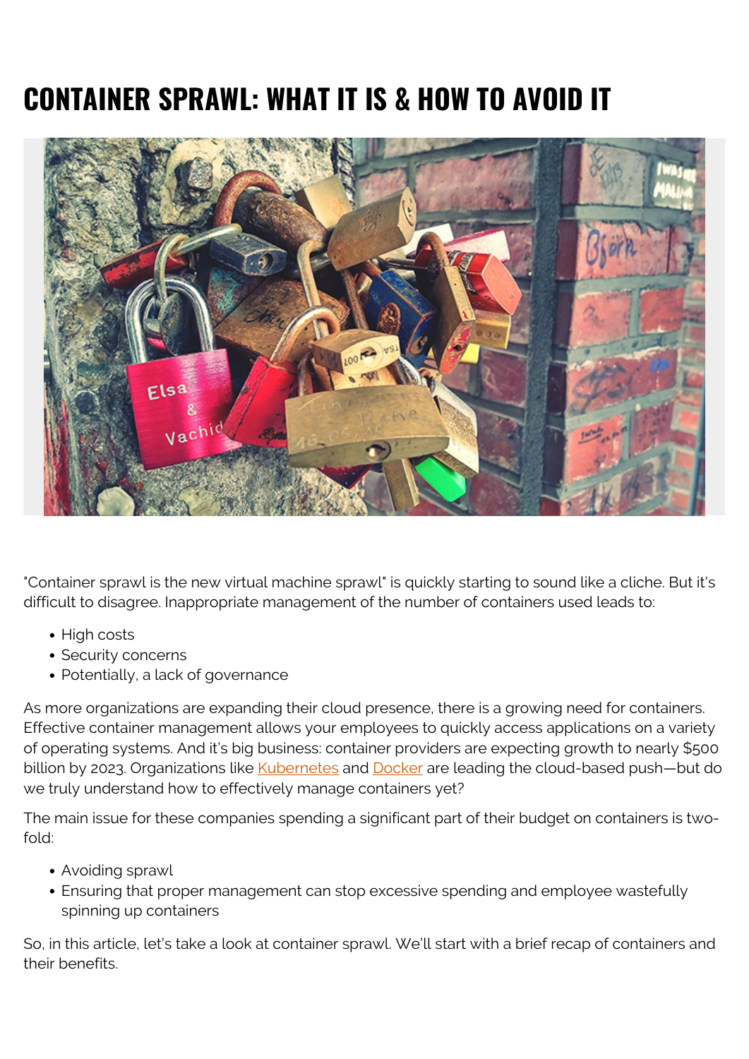# CONTAINER SPRAWL: WHAT IT IS & HOW TO AVOID IT

"Container sprawl is the new virtual machine sprawl" is quickly starting to sound like a cliche. But it's difficult to disagree. Inappropriate management of the number of containers used leads to:

- High costs
- Security concerns
- Potentially, a lack of governance

As more organizations are expanding their cloud presence, there is a growing need for containers. Effective container management allows your employees to quickly access applications on a variety of operating systems. And it's big business: container providers are expecting growth to nearly $500 billion by 2023. Organizations like Kubernetes and Docker are leading the cloud-based push—but do we truly understand how to effectively manage containers yet?

The main issue for these companies spending a significant part of their budget on containers is two-fold:

- Avoiding sprawl
- Ensuring that proper management can stop excessive spending and employee wastefully spinning up containers

So, in this article, let's take a look at container sprawl. We'll start with a brief recap of containers and their benefits.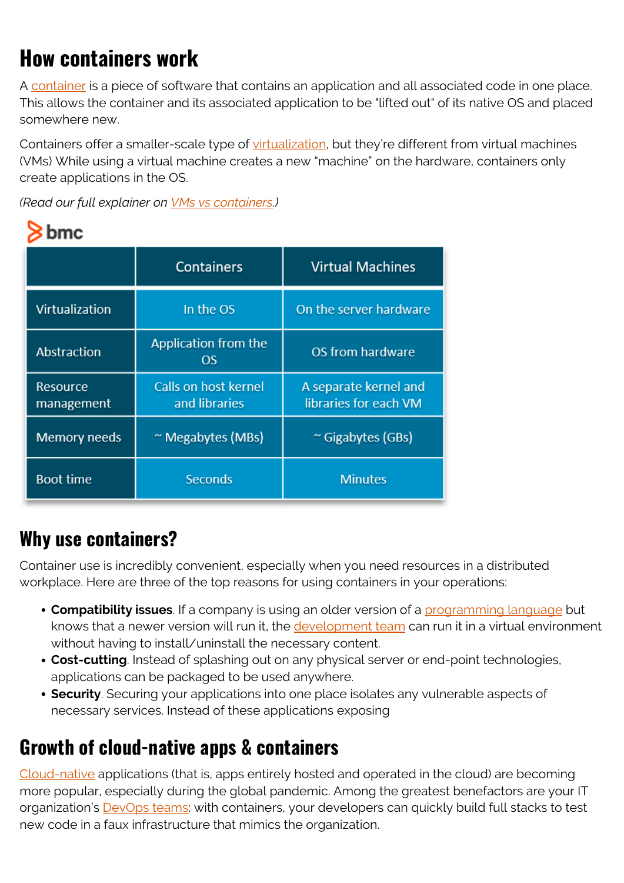## How containers work

A container is a piece of software that contains an application and all associated code in one place. This allows the container and its associated application to be "lifted out" of its native OS and placed somewhere new.

Containers offer a smaller-scale type of virtualization, but they're different from virtual machines (VMs) While using a virtual machine creates a new "machine" on the hardware, containers only create applications in the OS.

*(Read our full explainer on VMs vs containers.)*

bmc

| | Containers | Virtual Machines |
|---|---|---|
| Virtualization | In the OS | On the server hardware |
| Abstraction | Application from the OS | OS from hardware |
| Resource management | Calls on host kernel and libraries | A separate kernel and libraries for each VM |
| Memory needs | ~ Megabytes (MBs) | ~ Gigabytes (GBs) |
| Boot time | Seconds | Minutes |

## Why use containers?

Container use is incredibly convenient, especially when you need resources in a distributed workplace. Here are three of the top reasons for using containers in your operations:

- **Compatibility issues**. If a company is using an older version of a programming language but knows that a newer version will run it, the development team can run it in a virtual environment without having to install/uninstall the necessary content.
- **Cost-cutting**. Instead of splashing out on any physical server or end-point technologies, applications can be packaged to be used anywhere.
- **Security**. Securing your applications into one place isolates any vulnerable aspects of necessary services. Instead of these applications exposing

## Growth of cloud-native apps & containers

Cloud-native applications (that is, apps entirely hosted and operated in the cloud) are becoming more popular, especially during the global pandemic. Among the greatest benefactors are your IT organization's DevOps teams: with containers, your developers can quickly build full stacks to test new code in a faux infrastructure that mimics the organization.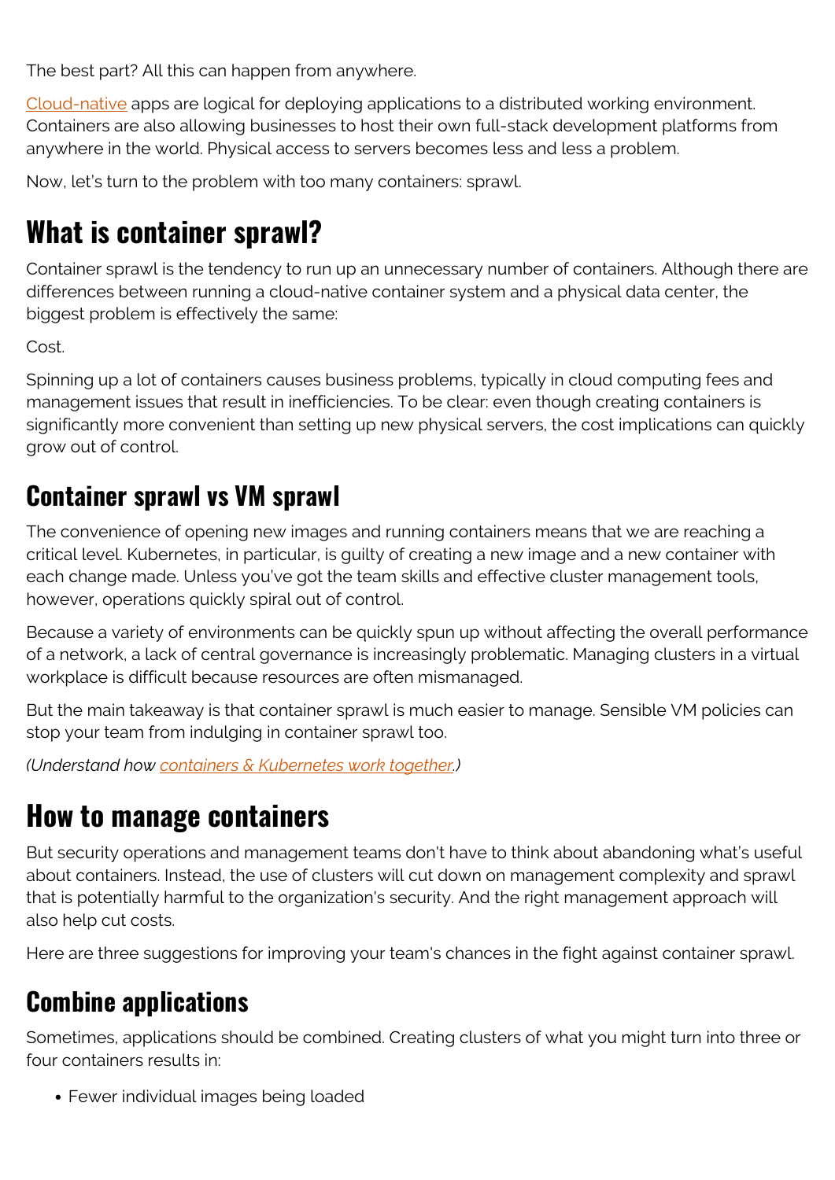The best part? All this can happen from anywhere.

Cloud-native apps are logical for deploying applications to a distributed working environment. Containers are also allowing businesses to host their own full-stack development platforms from anywhere in the world. Physical access to servers becomes less and less a problem.

Now, let's turn to the problem with too many containers: sprawl.

# What is container sprawl?

Container sprawl is the tendency to run up an unnecessary number of containers. Although there are differences between running a cloud-native container system and a physical data center, the biggest problem is effectively the same:

Cost.

Spinning up a lot of containers causes business problems, typically in cloud computing fees and management issues that result in inefficiencies. To be clear: even though creating containers is significantly more convenient than setting up new physical servers, the cost implications can quickly grow out of control.

## Container sprawl vs VM sprawl

The convenience of opening new images and running containers means that we are reaching a critical level. Kubernetes, in particular, is guilty of creating a new image and a new container with each change made. Unless you've got the team skills and effective cluster management tools, however, operations quickly spiral out of control.

Because a variety of environments can be quickly spun up without affecting the overall performance of a network, a lack of central governance is increasingly problematic. Managing clusters in a virtual workplace is difficult because resources are often mismanaged.

But the main takeaway is that container sprawl is much easier to manage. Sensible VM policies can stop your team from indulging in container sprawl too.

*(Understand how containers & Kubernetes work together.)*

# How to manage containers

But security operations and management teams don't have to think about abandoning what's useful about containers. Instead, the use of clusters will cut down on management complexity and sprawl that is potentially harmful to the organization's security. And the right management approach will also help cut costs.

Here are three suggestions for improving your team's chances in the fight against container sprawl.

## Combine applications

Sometimes, applications should be combined. Creating clusters of what you might turn into three or four containers results in:

- Fewer individual images being loaded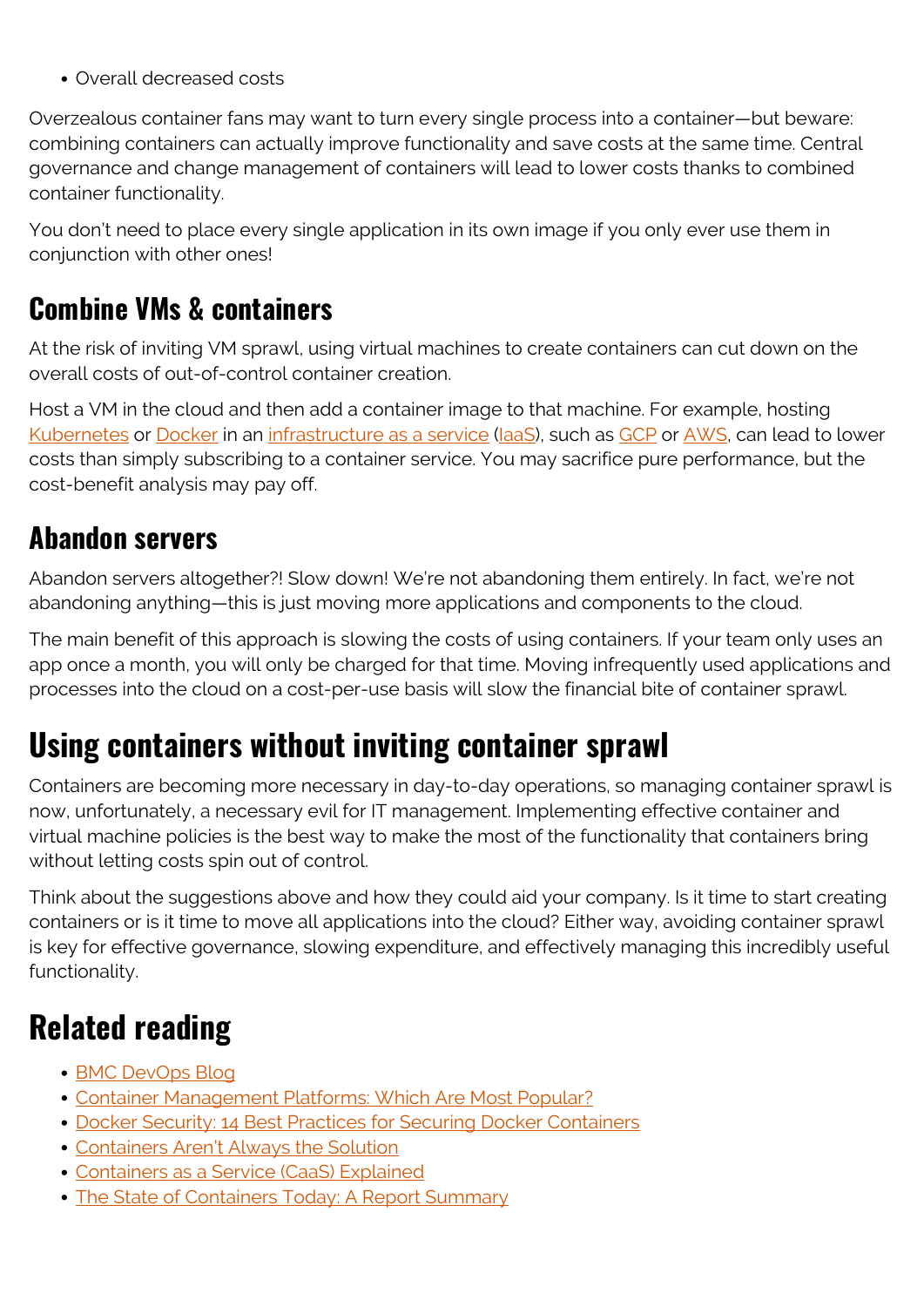- Overall decreased costs

Overzealous container fans may want to turn every single process into a container—but beware: combining containers can actually improve functionality and save costs at the same time. Central governance and change management of containers will lead to lower costs thanks to combined container functionality.

You don't need to place every single application in its own image if you only ever use them in conjunction with other ones!

### Combine VMs & containers

At the risk of inviting VM sprawl, using virtual machines to create containers can cut down on the overall costs of out-of-control container creation.

Host a VM in the cloud and then add a container image to that machine. For example, hosting Kubernetes or Docker in an infrastructure as a service (IaaS), such as GCP or AWS, can lead to lower costs than simply subscribing to a container service. You may sacrifice pure performance, but the cost-benefit analysis may pay off.

### Abandon servers

Abandon servers altogether?! Slow down! We're not abandoning them entirely. In fact, we're not abandoning anything—this is just moving more applications and components to the cloud.

The main benefit of this approach is slowing the costs of using containers. If your team only uses an app once a month, you will only be charged for that time. Moving infrequently used applications and processes into the cloud on a cost-per-use basis will slow the financial bite of container sprawl.

## Using containers without inviting container sprawl

Containers are becoming more necessary in day-to-day operations, so managing container sprawl is now, unfortunately, a necessary evil for IT management. Implementing effective container and virtual machine policies is the best way to make the most of the functionality that containers bring without letting costs spin out of control.

Think about the suggestions above and how they could aid your company. Is it time to start creating containers or is it time to move all applications into the cloud? Either way, avoiding container sprawl is key for effective governance, slowing expenditure, and effectively managing this incredibly useful functionality.

## Related reading

- BMC DevOps Blog
- Container Management Platforms: Which Are Most Popular?
- Docker Security: 14 Best Practices for Securing Docker Containers
- Containers Aren't Always the Solution
- Containers as a Service (CaaS) Explained
- The State of Containers Today: A Report Summary